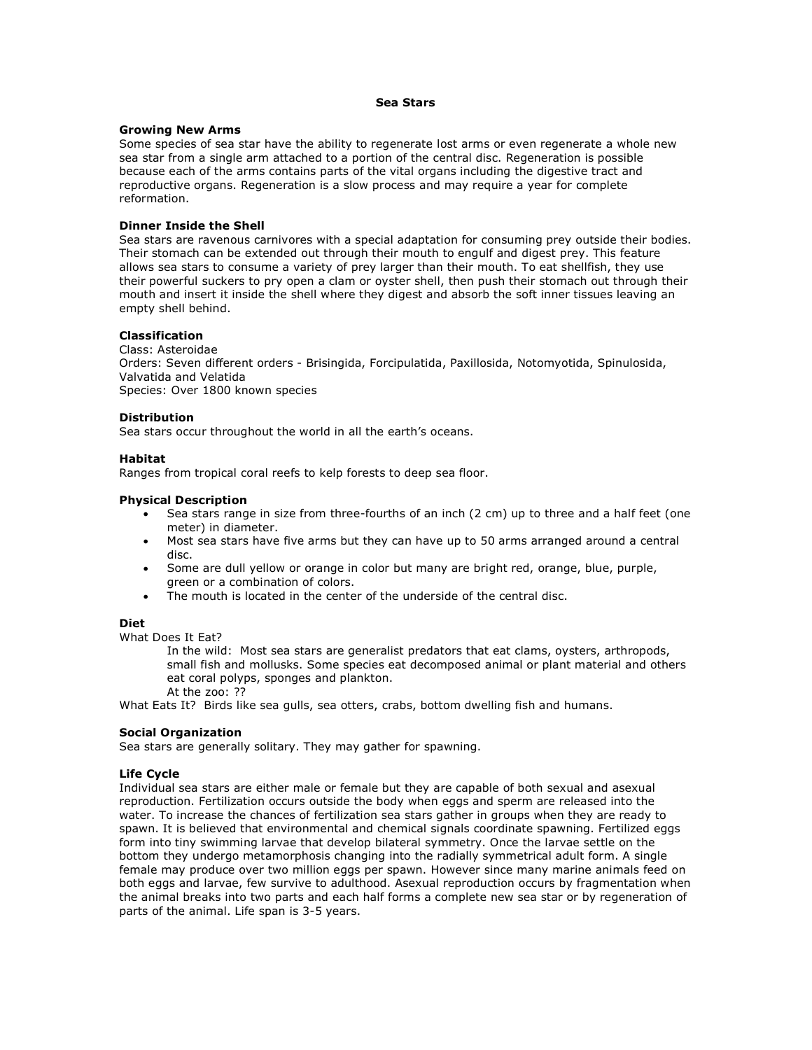# Sea Stars

**Growing New Arms**

Some species of sea star have the ability to regenerate lost arms or even regenerate a whole new sea star from a single arm attached to a portion of the central disc. Regeneration is possible because each of the arms contains parts of the vital organs including the digestive tract and reproductive organs. Regeneration is a slow process and may require a year for complete reformation.

**Dinner Inside the Shell**

Sea stars are ravenous carnivores with a special adaptation for consuming prey outside their bodies. Their stomach can be extended out through their mouth to engulf and digest prey. This feature allows sea stars to consume a variety of prey larger than their mouth. To eat shellfish, they use their powerful suckers to pry open a clam or oyster shell, then push their stomach out through their mouth and insert it inside the shell where they digest and absorb the soft inner tissues leaving an empty shell behind.

**Classification**

Class: Asteroidae
Orders: Seven different orders - Brisingida, Forcipulatida, Paxillosida, Notomyotida, Spinulosida, Valvatida and Velatida
Species: Over 1800 known species

**Distribution**

Sea stars occur throughout the world in all the earth's oceans.

**Habitat**

Ranges from tropical coral reefs to kelp forests to deep sea floor.

**Physical Description**

- Sea stars range in size from three-fourths of an inch (2 cm) up to three and a half feet (one meter) in diameter.
- Most sea stars have five arms but they can have up to 50 arms arranged around a central disc.
- Some are dull yellow or orange in color but many are bright red, orange, blue, purple, green or a combination of colors.
- The mouth is located in the center of the underside of the central disc.

**Diet**

What Does It Eat?

> In the wild: Most sea stars are generalist predators that eat clams, oysters, arthropods, small fish and mollusks. Some species eat decomposed animal or plant material and others eat coral polyps, sponges and plankton.
> At the zoo: ??

What Eats It? Birds like sea gulls, sea otters, crabs, bottom dwelling fish and humans.

**Social Organization**

Sea stars are generally solitary. They may gather for spawning.

**Life Cycle**

Individual sea stars are either male or female but they are capable of both sexual and asexual reproduction. Fertilization occurs outside the body when eggs and sperm are released into the water. To increase the chances of fertilization sea stars gather in groups when they are ready to spawn. It is believed that environmental and chemical signals coordinate spawning. Fertilized eggs form into tiny swimming larvae that develop bilateral symmetry. Once the larvae settle on the bottom they undergo metamorphosis changing into the radially symmetrical adult form. A single female may produce over two million eggs per spawn. However since many marine animals feed on both eggs and larvae, few survive to adulthood. Asexual reproduction occurs by fragmentation when the animal breaks into two parts and each half forms a complete new sea star or by regeneration of parts of the animal. Life span is 3-5 years.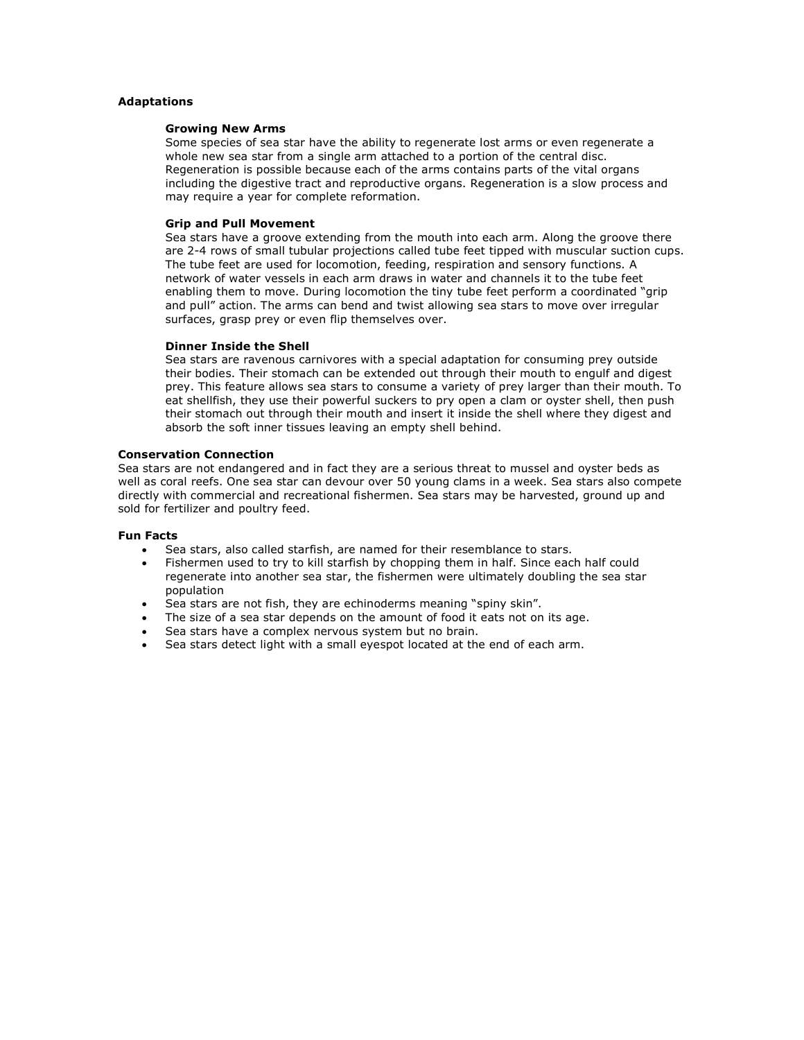## Adaptations

### Growing New Arms

Some species of sea star have the ability to regenerate lost arms or even regenerate a whole new sea star from a single arm attached to a portion of the central disc. Regeneration is possible because each of the arms contains parts of the vital organs including the digestive tract and reproductive organs. Regeneration is a slow process and may require a year for complete reformation.

### Grip and Pull Movement

Sea stars have a groove extending from the mouth into each arm. Along the groove there are 2-4 rows of small tubular projections called tube feet tipped with muscular suction cups. The tube feet are used for locomotion, feeding, respiration and sensory functions. A network of water vessels in each arm draws in water and channels it to the tube feet enabling them to move. During locomotion the tiny tube feet perform a coordinated "grip and pull" action. The arms can bend and twist allowing sea stars to move over irregular surfaces, grasp prey or even flip themselves over.

### Dinner Inside the Shell

Sea stars are ravenous carnivores with a special adaptation for consuming prey outside their bodies. Their stomach can be extended out through their mouth to engulf and digest prey. This feature allows sea stars to consume a variety of prey larger than their mouth. To eat shellfish, they use their powerful suckers to pry open a clam or oyster shell, then push their stomach out through their mouth and insert it inside the shell where they digest and absorb the soft inner tissues leaving an empty shell behind.

## Conservation Connection

Sea stars are not endangered and in fact they are a serious threat to mussel and oyster beds as well as coral reefs. One sea star can devour over 50 young clams in a week. Sea stars also compete directly with commercial and recreational fishermen. Sea stars may be harvested, ground up and sold for fertilizer and poultry feed.

## Fun Facts

- Sea stars, also called starfish, are named for their resemblance to stars.
- Fishermen used to try to kill starfish by chopping them in half. Since each half could regenerate into another sea star, the fishermen were ultimately doubling the sea star population
- Sea stars are not fish, they are echinoderms meaning "spiny skin".
- The size of a sea star depends on the amount of food it eats not on its age.
- Sea stars have a complex nervous system but no brain.
- Sea stars detect light with a small eyespot located at the end of each arm.